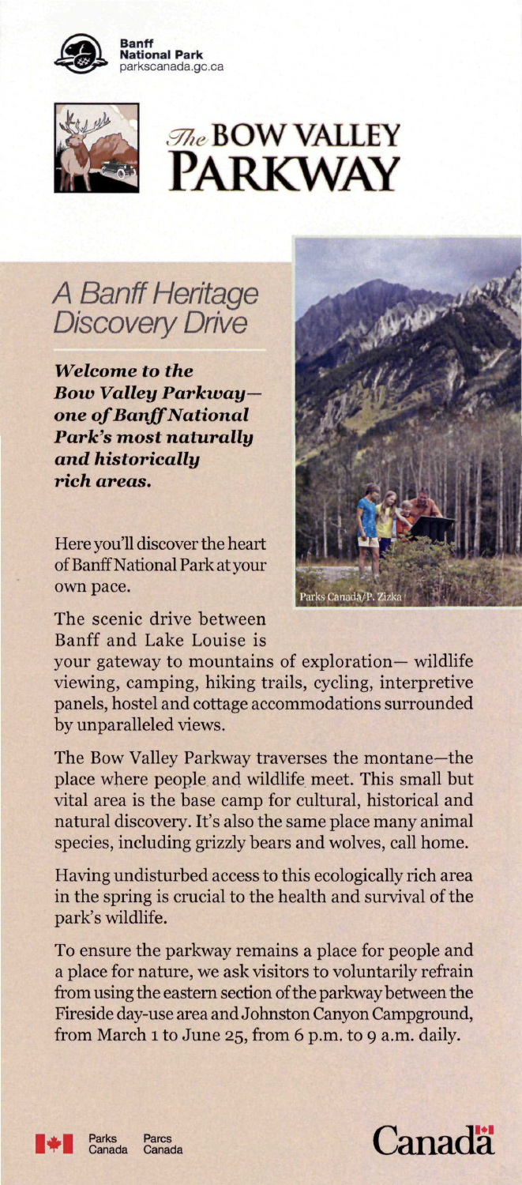Banff National Park
parkscanada.gc.ca

# The BOW VALLEY PARKWAY

## A Banff Heritage Discovery Drive

***Welcome to the Bow Valley Parkway—one of Banff National Park's most naturally and historically rich areas.***

Parks Canada/P. Zizka

Here you'll discover the heart of Banff National Park at your own pace.

The scenic drive between Banff and Lake Louise is your gateway to mountains of exploration— wildlife viewing, camping, hiking trails, cycling, interpretive panels, hostel and cottage accommodations surrounded by unparalleled views.

The Bow Valley Parkway traverses the montane—the place where people and wildlife meet. This small but vital area is the base camp for cultural, historical and natural discovery. It's also the same place many animal species, including grizzly bears and wolves, call home.

Having undisturbed access to this ecologically rich area in the spring is crucial to the health and survival of the park's wildlife.

To ensure the parkway remains a place for people and a place for nature, we ask visitors to voluntarily refrain from using the eastern section of the parkway between the Fireside day-use area and Johnston Canyon Campground, from March 1 to June 25, from 6 p.m. to 9 a.m. daily.

Parks Canada Parcs Canada

Canada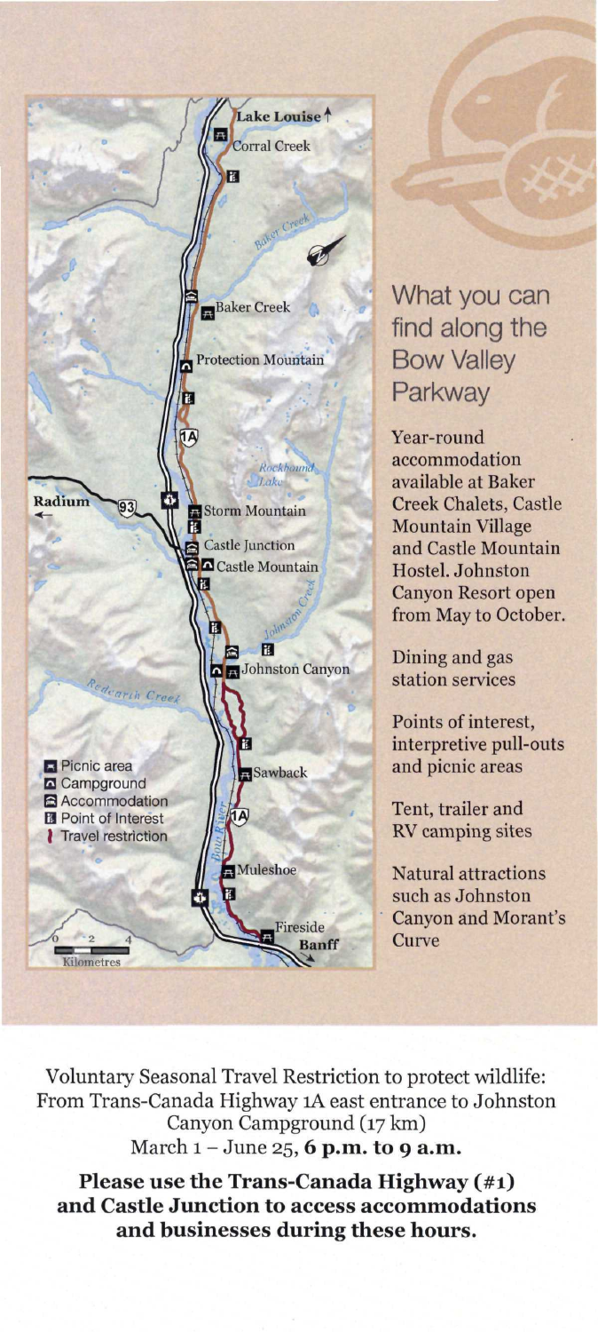Lake Louise
Corral Creek
Baker Creek
Baker Creek
Protection Mountain
1A
Rockbound Lake
Radium
93
Storm Mountain
Castle Junction
Castle Mountain
Johnston Creek
Johnston Canyon
Redearth Creek
Sawback
1A
Bow River
Muleshoe
Fireside
Banff

Picnic area
Campground
Accommodation
Point of Interest
Travel restriction

0 2 4
Kilometres

## What you can find along the Bow Valley Parkway

Year-round accommodation available at Baker Creek Chalets, Castle Mountain Village and Castle Mountain Hostel. Johnston Canyon Resort open from May to October.

Dining and gas station services

Points of interest, interpretive pull-outs and picnic areas

Tent, trailer and RV camping sites

Natural attractions such as Johnston Canyon and Morant's Curve

Voluntary Seasonal Travel Restriction to protect wildlife:
From Trans-Canada Highway 1A east entrance to Johnston Canyon Campground (17 km)
March 1 – June 25, **6 p.m. to 9 a.m.**

**Please use the Trans-Canada Highway (#1) and Castle Junction to access accommodations and businesses during these hours.**